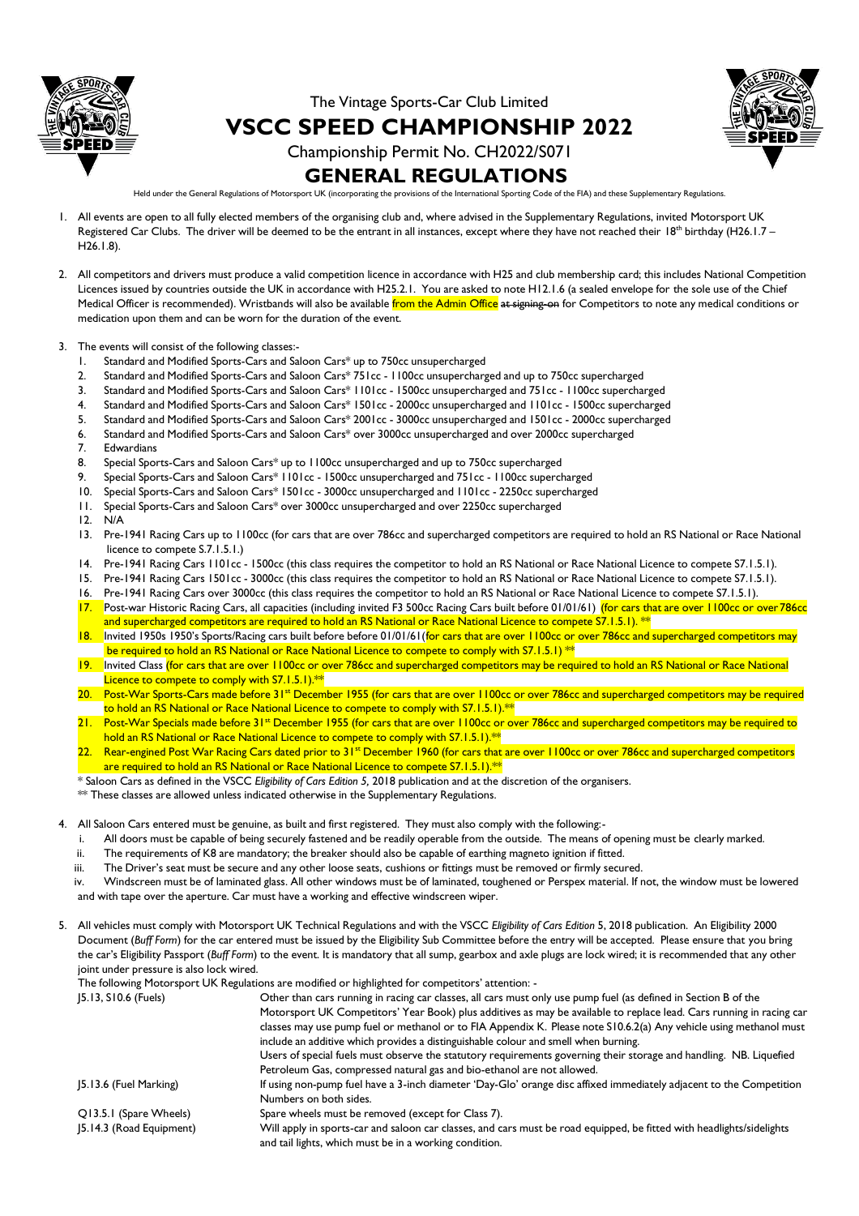The Vintage Sports-Car Club Limited

# VSCC SPEED CHAMPIONSHIP 2022

Championship Permit No. CH2022/S071

## GENERAL REGULATIONS

Held under the General Regulations of Motorsport UK (incorporating the provisions of the International Sporting Code of the FIA) and these Supplementary Regulations.

1. All events are open to all fully elected members of the organising club and, where advised in the Supplementary Regulations, invited Motorsport UK Registered Car Clubs. The driver will be deemed to be the entrant in all instances, except where they have not reached their 18th birthday (H26.1.7 – H26.1.8).

2. All competitors and drivers must produce a valid competition licence in accordance with H25 and club membership card; this includes National Competition Licences issued by countries outside the UK in accordance with H25.2.1. You are asked to note H12.1.6 (a sealed envelope for the sole use of the Chief Medical Officer is recommended). Wristbands will also be available from the Admin Office ~~at signing-on~~ for Competitors to note any medical conditions or medication upon them and can be worn for the duration of the event.

3. The events will consist of the following classes:-
    1. Standard and Modified Sports-Cars and Saloon Cars* up to 750cc unsupercharged
    2. Standard and Modified Sports-Cars and Saloon Cars* 751cc - 1100cc unsupercharged and up to 750cc supercharged
    3. Standard and Modified Sports-Cars and Saloon Cars* 1101cc - 1500cc unsupercharged and 751cc - 1100cc supercharged
    4. Standard and Modified Sports-Cars and Saloon Cars* 1501cc - 2000cc unsupercharged and 1101cc - 1500cc supercharged
    5. Standard and Modified Sports-Cars and Saloon Cars* 2001cc - 3000cc unsupercharged and 1501cc - 2000cc supercharged
    6. Standard and Modified Sports-Cars and Saloon Cars* over 3000cc unsupercharged and over 2000cc supercharged
    7. Edwardians
    8. Special Sports-Cars and Saloon Cars* up to 1100cc unsupercharged and up to 750cc supercharged
    9. Special Sports-Cars and Saloon Cars* 1101cc - 1500cc unsupercharged and 751cc - 1100cc supercharged
    10. Special Sports-Cars and Saloon Cars* 1501cc - 3000cc unsupercharged and 1101cc - 2250cc supercharged
    11. Special Sports-Cars and Saloon Cars* over 3000cc unsupercharged and over 2250cc supercharged
    12. N/A
    13. Pre-1941 Racing Cars up to 1100cc (for cars that are over 786cc and supercharged competitors are required to hold an RS National or Race National licence to compete S.7.1.5.1.)
    14. Pre-1941 Racing Cars 1101cc - 1500cc (this class requires the competitor to hold an RS National or Race National Licence to compete S7.1.5.1).
    15. Pre-1941 Racing Cars 1501cc - 3000cc (this class requires the competitor to hold an RS National or Race National Licence to compete S7.1.5.1).
    16. Pre-1941 Racing Cars over 3000cc (this class requires the competitor to hold an RS National or Race National Licence to compete S7.1.5.1).
    17. Post-war Historic Racing Cars, all capacities (including invited F3 500cc Racing Cars built before 01/01/61) (for cars that are over 1100cc or over 786cc and supercharged competitors are required to hold an RS National or Race National Licence to compete S7.1.5.1). **
    18. Invited 1950s 1950's Sports/Racing cars built before before 01/01/61(for cars that are over 1100cc or over 786cc and supercharged competitors may be required to hold an RS National or Race National Licence to compete to comply with S7.1.5.1) **
    19. Invited Class (for cars that are over 1100cc or over 786cc and supercharged competitors may be required to hold an RS National or Race National Licence to compete to comply with S7.1.5.1).**
    20. Post-War Sports-Cars made before 31st December 1955 (for cars that are over 1100cc or over 786cc and supercharged competitors may be required to hold an RS National or Race National Licence to compete to comply with S7.1.5.1).**
    21. Post-War Specials made before 31st December 1955 (for cars that are over 1100cc or over 786cc and supercharged competitors may be required to hold an RS National or Race National Licence to compete to comply with S7.1.5.1).**
    22. Rear-engined Post War Racing Cars dated prior to 31st December 1960 (for cars that are over 1100cc or over 786cc and supercharged competitors are required to hold an RS National or Race National Licence to compete S7.1.5.1).**

    \* Saloon Cars as defined in the VSCC *Eligibility of Cars Edition 5,* 2018 publication and at the discretion of the organisers.

    ** These classes are allowed unless indicated otherwise in the Supplementary Regulations.

4. All Saloon Cars entered must be genuine, as built and first registered. They must also comply with the following:-
    i. All doors must be capable of being securely fastened and be readily operable from the outside. The means of opening must be clearly marked.
    ii. The requirements of K8 are mandatory; the breaker should also be capable of earthing magneto ignition if fitted.
    iii. The Driver's seat must be secure and any other loose seats, cushions or fittings must be removed or firmly secured.
    iv. Windscreen must be of laminated glass. All other windows must be of laminated, toughened or Perspex material. If not, the window must be lowered and with tape over the aperture. Car must have a working and effective windscreen wiper.

5. All vehicles must comply with Motorsport UK Technical Regulations and with the VSCC *Eligibility of Cars Edition* 5, 2018 publication. An Eligibility 2000 Document (*Buff Form*) for the car entered must be issued by the Eligibility Sub Committee before the entry will be accepted. Please ensure that you bring the car's Eligibility Passport (*Buff Form*) to the event. It is mandatory that all sump, gearbox and axle plugs are lock wired; it is recommended that any other joint under pressure is also lock wired.

   The following Motorsport UK Regulations are modified or highlighted for competitors' attention: -

| | |
|---|---|
| J5.13, S10.6 (Fuels) | Other than cars running in racing car classes, all cars must only use pump fuel (as defined in Section B of the Motorsport UK Competitors' Year Book) plus additives as may be available to replace lead. Cars running in racing car classes may use pump fuel or methanol or to FIA Appendix K. Please note S10.6.2(a) Any vehicle using methanol must include an additive which provides a distinguishable colour and smell when burning. Users of special fuels must observe the statutory requirements governing their storage and handling. NB. Liquefied Petroleum Gas, compressed natural gas and bio-ethanol are not allowed. |
| J5.13.6 (Fuel Marking) | If using non-pump fuel have a 3-inch diameter 'Day-Glo' orange disc affixed immediately adjacent to the Competition Numbers on both sides. |
| Q13.5.1 (Spare Wheels) | Spare wheels must be removed (except for Class 7). |
| J5.14.3 (Road Equipment) | Will apply in sports-car and saloon car classes, and cars must be road equipped, be fitted with headlights/sidelights and tail lights, which must be in a working condition. |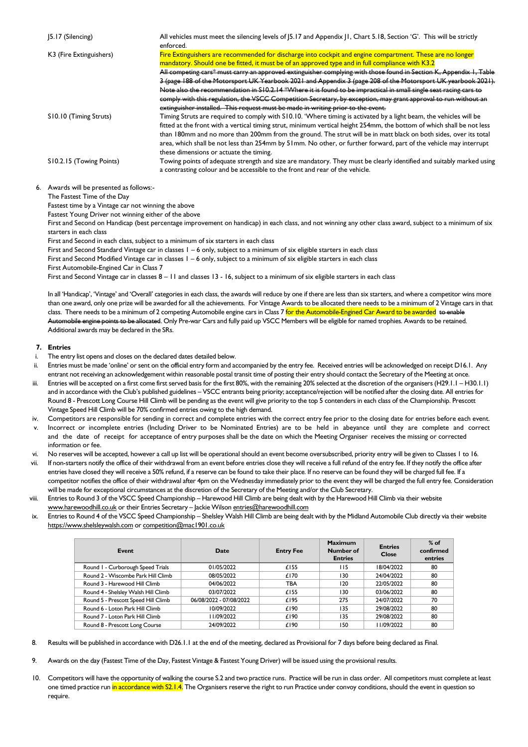| | |
|---|---|
| J5.17 (Silencing) | All vehicles must meet the silencing levels of J5.17 and Appendix J1, Chart 5.18, Section 'G'. This will be strictly enforced. |
| K3 (Fire Extinguishers) | Fire Extinguishers are recommended for discharge into cockpit and engine compartment. These are no longer mandatory. Should one be fitted, it must be of an approved type and in full compliance with K3.2 ~~All competing cars* must carry an approved extinguisher complying with those found in Section K, Appendix 1, Table 3 (page 188 of the Motorsport UK Yearbook 2021 and Appendix 3 (page 208 of the Motorsport UK yearbook 2021). Note also the recommendation in S10.2.14 *Where it is found to be impractical in small single seat racing cars to comply with this regulation, the VSCC Competition Secretary, by exception, may grant approval to run without an extinguisher installed. This request must be made in writing prior to the event.~~ |
| S10.10 (Timing Struts) | Timing Struts are required to comply with S10.10. 'Where timing is activated by a light beam, the vehicles will be fitted at the front with a vertical timing strut, minimum vertical height 254mm, the bottom of which shall be not less than 180mm and no more than 200mm from the ground. The strut will be in matt black on both sides, over its total area, which shall be not less than 254mm by 51mm. No other, or further forward, part of the vehicle may interrupt these dimensions or actuate the timing. |
| S10.2.15 (Towing Points) | Towing points of adequate strength and size are mandatory. They must be clearly identified and suitably marked using a contrasting colour and be accessible to the front and rear of the vehicle. |

6. Awards will be presented as follows:-

The Fastest Time of the Day

Fastest time by a Vintage car not winning the above

Fastest Young Driver not winning either of the above

First and Second on Handicap (best percentage improvement on handicap) in each class, and not winning any other class award, subject to a minimum of six starters in each class

First and Second in each class, subject to a minimum of six starters in each class

First and Second Standard Vintage car in classes 1 – 6 only, subject to a minimum of six eligible starters in each class

First and Second Modified Vintage car in classes 1 – 6 only, subject to a minimum of six eligible starters in each class

First Automobile-Engined Car in Class 7

First and Second Vintage car in classes 8 – 11 and classes 13 - 16, subject to a minimum of six eligible starters in each class

In all 'Handicap', 'Vintage' and 'Overall' categories in each class, the awards will reduce by one if there are less than six starters, and where a competitor wins more than one award, only one prize will be awarded for all the achievements. For Vintage Awards to be allocated there needs to be a minimum of 2 Vintage cars in that class. There needs to be a minimum of 2 competing Automobile engine cars in Class 7 for the Automobile-Engined Car Award to be awarded ~~to enable Automobile engine points to be allocated~~. Only Pre-war Cars and fully paid up VSCC Members will be eligible for named trophies. Awards to be retained. Additional awards may be declared in the SRs.

## 7. Entries

i. The entry list opens and closes on the declared dates detailed below.

ii. Entries must be made 'online' or sent on the official entry form and accompanied by the entry fee. Received entries will be acknowledged on receipt D16.1. Any entrant not receiving an acknowledgement within reasonable postal transit time of posting their entry should contact the Secretary of the Meeting at once.

iii. Entries will be accepted on a first come first served basis for the first 80%, with the remaining 20% selected at the discretion of the organisers (H29.1.1 – H30.1.1) and in accordance with the Club's published guidelines – VSCC entrants being priority; acceptance/rejection will be notified after the closing date. All entries for Round 8 - Prescott Long Course Hill Climb will be pending as the event will give priority to the top 5 contenders in each class of the Championship. Prescott Vintage Speed Hill Climb will be 70% confirmed entries owing to the high demand.

iv. Competitors are responsible for sending in correct and complete entries with the correct entry fee prior to the closing date for entries before each event.

v. Incorrect or incomplete entries (Including Driver to be Nominated Entries) are to be held in abeyance until they are complete and correct and the date of receipt for acceptance of entry purposes shall be the date on which the Meeting Organiser receives the missing or corrected information or fee.

vi. No reserves will be accepted, however a call up list will be operational should an event become oversubscribed, priority entry will be given to Classes 1 to 16.

vii. If non-starters notify the office of their withdrawal from an event before entries close they will receive a full refund of the entry fee. If they notify the office after entries have closed they will receive a 50% refund, if a reserve can be found to take their place. If no reserve can be found they will be charged full fee. If a competitor notifies the office of their withdrawal after 4pm on the Wednesday immediately prior to the event they will be charged the full entry fee. Consideration will be made for exceptional circumstances at the discretion of the Secretary of the Meeting and/or the Club Secretary.

viii. Entries to Round 3 of the VSCC Speed Championship – Harewood Hill Climb are being dealt with by the Harewood Hill Climb via their website www.harewoodhill.co.uk or their Entries Secretary – Jackie Wilson entries@harewoodhill.com

ix. Entries to Round 4 of the VSCC Speed Championship – Shelsley Walsh Hill Climb are being dealt with by the Midland Automobile Club directly via their website https://www.shelsleywalsh.com or competition@mac1901.co.uk

| Event | Date | Entry Fee | Maximum Number of Entries | Entries Close | % of confirmed entries |
|---|---|---|---|---|---|
| Round 1 - Curborough Speed Trials | 01/05/2022 | £155 | 115 | 18/04/2022 | 80 |
| Round 2 - Wiscombe Park Hill Climb | 08/05/2022 | £170 | 130 | 24/04/2022 | 80 |
| Round 3 - Harewood Hill Climb | 04/06/2022 | TBA | 120 | 22/05/2022 | 80 |
| Round 4 - Shelsley Walsh Hill Climb | 03/07/2022 | £155 | 130 | 03/06/2022 | 80 |
| Round 5 - Prescott Speed Hill Climb | 06/08/2022 - 07/08/2022 | £195 | 275 | 24/07/2022 | 70 |
| Round 6 - Loton Park Hill Climb | 10/09/2022 | £190 | 135 | 29/08/2022 | 80 |
| Round 7 - Loton Park Hill Climb | 11/09/2022 | £190 | 135 | 29/08/2022 | 80 |
| Round 8 - Prescott Long Course | 24/09/2022 | £190 | 150 | 11/09/2022 | 80 |

8. Results will be published in accordance with D26.1.1 at the end of the meeting, declared as Provisional for 7 days before being declared as Final.

9. Awards on the day (Fastest Time of the Day, Fastest Vintage & Fastest Young Driver) will be issued using the provisional results.

10. Competitors will have the opportunity of walking the course S.2 and two practice runs. Practice will be run in class order. All competitors must complete at least one timed practice run in accordance with S2.1.4. The Organisers reserve the right to run Practice under convoy conditions, should the event in question so require.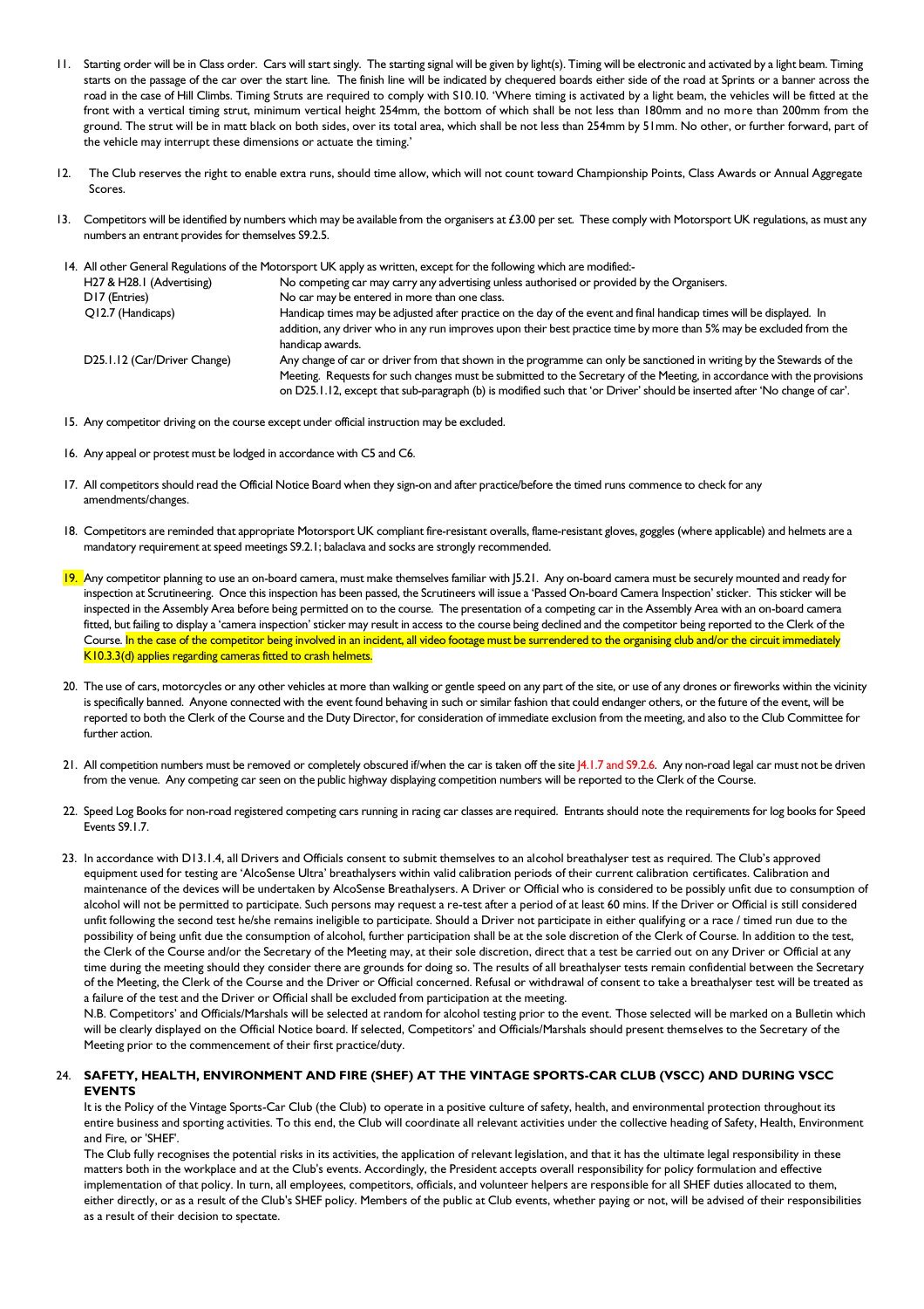11. Starting order will be in Class order. Cars will start singly. The starting signal will be given by light(s). Timing will be electronic and activated by a light beam. Timing starts on the passage of the car over the start line. The finish line will be indicated by chequered boards either side of the road at Sprints or a banner across the road in the case of Hill Climbs. Timing Struts are required to comply with S10.10. 'Where timing is activated by a light beam, the vehicles will be fitted at the front with a vertical timing strut, minimum vertical height 254mm, the bottom of which shall be not less than 180mm and no more than 200mm from the ground. The strut will be in matt black on both sides, over its total area, which shall be not less than 254mm by 51mm. No other, or further forward, part of the vehicle may interrupt these dimensions or actuate the timing.'

12. The Club reserves the right to enable extra runs, should time allow, which will not count toward Championship Points, Class Awards or Annual Aggregate Scores.

13. Competitors will be identified by numbers which may be available from the organisers at £3.00 per set. These comply with Motorsport UK regulations, as must any numbers an entrant provides for themselves S9.2.5.

14. All other General Regulations of the Motorsport UK apply as written, except for the following which are modified:-

| | |
|---|---|
| H27 & H28.1 (Advertising) | No competing car may carry any advertising unless authorised or provided by the Organisers. |
| D17 (Entries) | No car may be entered in more than one class. |
| Q12.7 (Handicaps) | Handicap times may be adjusted after practice on the day of the event and final handicap times will be displayed. In addition, any driver who in any run improves upon their best practice time by more than 5% may be excluded from the handicap awards. |
| D25.1.12 (Car/Driver Change) | Any change of car or driver from that shown in the programme can only be sanctioned in writing by the Stewards of the Meeting. Requests for such changes must be submitted to the Secretary of the Meeting, in accordance with the provisions on D25.1.12, except that sub-paragraph (b) is modified such that 'or Driver' should be inserted after 'No change of car'. |

15. Any competitor driving on the course except under official instruction may be excluded.

16. Any appeal or protest must be lodged in accordance with C5 and C6.

17. All competitors should read the Official Notice Board when they sign-on and after practice/before the timed runs commence to check for any amendments/changes.

18. Competitors are reminded that appropriate Motorsport UK compliant fire-resistant overalls, flame-resistant gloves, goggles (where applicable) and helmets are a mandatory requirement at speed meetings S9.2.1; balaclava and socks are strongly recommended.

19. Any competitor planning to use an on-board camera, must make themselves familiar with J5.21. Any on-board camera must be securely mounted and ready for inspection at Scrutineering. Once this inspection has been passed, the Scrutineers will issue a 'Passed On-board Camera Inspection' sticker. This sticker will be inspected in the Assembly Area before being permitted on to the course. The presentation of a competing car in the Assembly Area with an on-board camera fitted, but failing to display a 'camera inspection' sticker may result in access to the course being declined and the competitor being reported to the Clerk of the Course. In the case of the competitor being involved in an incident, all video footage must be surrendered to the organising club and/or the circuit immediately K10.3.3(d) applies regarding cameras fitted to crash helmets.

20. The use of cars, motorcycles or any other vehicles at more than walking or gentle speed on any part of the site, or use of any drones or fireworks within the vicinity is specifically banned. Anyone connected with the event found behaving in such or similar fashion that could endanger others, or the future of the event, will be reported to both the Clerk of the Course and the Duty Director, for consideration of immediate exclusion from the meeting, and also to the Club Committee for further action.

21. All competition numbers must be removed or completely obscured if/when the car is taken off the site J4.1.7 and S9.2.6. Any non-road legal car must not be driven from the venue. Any competing car seen on the public highway displaying competition numbers will be reported to the Clerk of the Course.

22. Speed Log Books for non-road registered competing cars running in racing car classes are required. Entrants should note the requirements for log books for Speed Events S9.1.7.

23. In accordance with D13.1.4, all Drivers and Officials consent to submit themselves to an alcohol breathalyser test as required. The Club's approved equipment used for testing are 'AlcoSense Ultra' breathalysers within valid calibration periods of their current calibration certificates. Calibration and maintenance of the devices will be undertaken by AlcoSense Breathalysers. A Driver or Official who is considered to be possibly unfit due to consumption of alcohol will not be permitted to participate. Such persons may request a re-test after a period of at least 60 mins. If the Driver or Official is still considered unfit following the second test he/she remains ineligible to participate. Should a Driver not participate in either qualifying or a race / timed run due to the possibility of being unfit due the consumption of alcohol, further participation shall be at the sole discretion of the Clerk of Course. In addition to the test, the Clerk of the Course and/or the Secretary of the Meeting may, at their sole discretion, direct that a test be carried out on any Driver or Official at any time during the meeting should they consider there are grounds for doing so. The results of all breathalyser tests remain confidential between the Secretary of the Meeting, the Clerk of the Course and the Driver or Official concerned. Refusal or withdrawal of consent to take a breathalyser test will be treated as a failure of the test and the Driver or Official shall be excluded from participation at the meeting.
N.B. Competitors' and Officials/Marshals will be selected at random for alcohol testing prior to the event. Those selected will be marked on a Bulletin which will be clearly displayed on the Official Notice board. If selected, Competitors' and Officials/Marshals should present themselves to the Secretary of the Meeting prior to the commencement of their first practice/duty.

24. **SAFETY, HEALTH, ENVIRONMENT AND FIRE (SHEF) AT THE VINTAGE SPORTS-CAR CLUB (VSCC) AND DURING VSCC EVENTS**
It is the Policy of the Vintage Sports-Car Club (the Club) to operate in a positive culture of safety, health, and environmental protection throughout its entire business and sporting activities. To this end, the Club will coordinate all relevant activities under the collective heading of Safety, Health, Environment and Fire, or 'SHEF'.
The Club fully recognises the potential risks in its activities, the application of relevant legislation, and that it has the ultimate legal responsibility in these matters both in the workplace and at the Club's events. Accordingly, the President accepts overall responsibility for policy formulation and effective implementation of that policy. In turn, all employees, competitors, officials, and volunteer helpers are responsible for all SHEF duties allocated to them, either directly, or as a result of the Club's SHEF policy. Members of the public at Club events, whether paying or not, will be advised of their responsibilities as a result of their decision to spectate.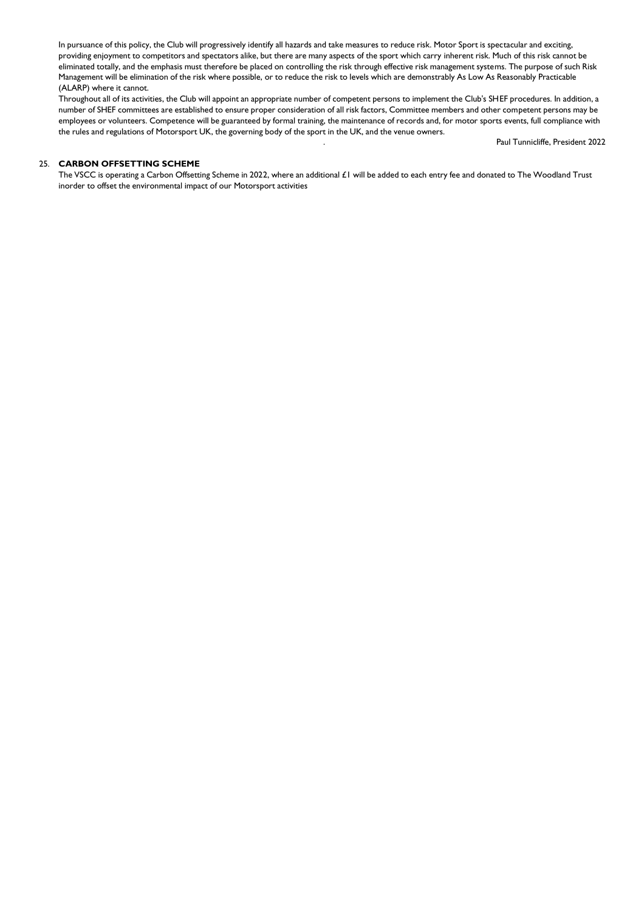In pursuance of this policy, the Club will progressively identify all hazards and take measures to reduce risk. Motor Sport is spectacular and exciting, providing enjoyment to competitors and spectators alike, but there are many aspects of the sport which carry inherent risk. Much of this risk cannot be eliminated totally, and the emphasis must therefore be placed on controlling the risk through effective risk management systems. The purpose of such Risk Management will be elimination of the risk where possible, or to reduce the risk to levels which are demonstrably As Low As Reasonably Practicable (ALARP) where it cannot.

Throughout all of its activities, the Club will appoint an appropriate number of competent persons to implement the Club's SHEF procedures. In addition, a number of SHEF committees are established to ensure proper consideration of all risk factors, Committee members and other competent persons may be employees or volunteers. Competence will be guaranteed by formal training, the maintenance of records and, for motor sports events, full compliance with the rules and regulations of Motorsport UK, the governing body of the sport in the UK, and the venue owners.

Paul Tunnicliffe, President 2022

25. **CARBON OFFSETTING SCHEME**

The VSCC is operating a Carbon Offsetting Scheme in 2022, where an additional £1 will be added to each entry fee and donated to The Woodland Trust inorder to offset the environmental impact of our Motorsport activities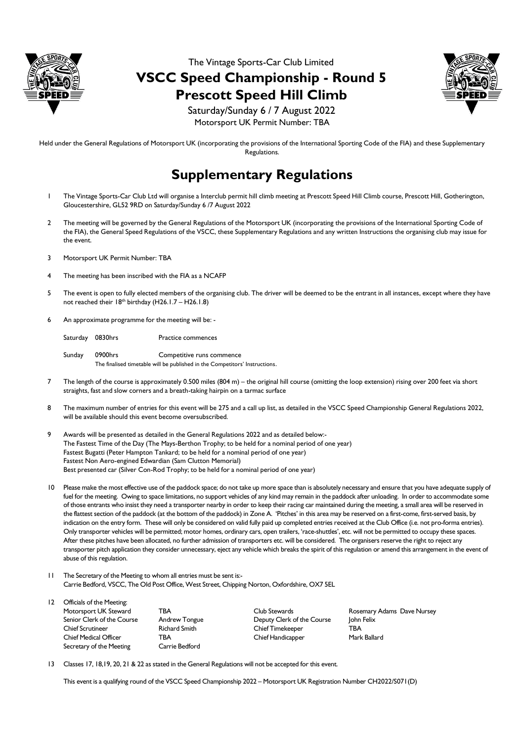The Vintage Sports-Car Club Limited

# VSCC Speed Championship - Round 5
# Prescott Speed Hill Climb

Saturday/Sunday 6 / 7 August 2022

Motorsport UK Permit Number: TBA

Held under the General Regulations of Motorsport UK (incorporating the provisions of the International Sporting Code of the FIA) and these Supplementary Regulations.

# Supplementary Regulations

1 The Vintage Sports-Car Club Ltd will organise a Interclub permit hill climb meeting at Prescott Speed Hill Climb course, Prescott Hill, Gotherington, Gloucestershire, GL52 9RD on Saturday/Sunday 6 /7 August 2022

2 The meeting will be governed by the General Regulations of the Motorsport UK (incorporating the provisions of the International Sporting Code of the FIA), the General Speed Regulations of the VSCC, these Supplementary Regulations and any written Instructions the organising club may issue for the event.

3 Motorsport UK Permit Number: TBA

4 The meeting has been inscribed with the FIA as a NCAFP

5 The event is open to fully elected members of the organising club. The driver will be deemed to be the entrant in all instances, except where they have not reached their 18th birthday (H26.1.7 – H26.1.8)

6 An approximate programme for the meeting will be: -

| | | |
|---|---|---|
| Saturday | 0830hrs | Practice commences |
| Sunday | 0900hrs | Competitive runs commence |

The finalised timetable will be published in the Competitors' Instructions.

7 The length of the course is approximately 0.500 miles (804 m) – the original hill course (omitting the loop extension) rising over 200 feet via short straights, fast and slow corners and a breath-taking hairpin on a tarmac surface

8 The maximum number of entries for this event will be 275 and a call up list, as detailed in the VSCC Speed Championship General Regulations 2022, will be available should this event become oversubscribed.

9 Awards will be presented as detailed in the General Regulations 2022 and as detailed below:-
The Fastest Time of the Day (The Mays-Berthon Trophy; to be held for a nominal period of one year)
Fastest Bugatti (Peter Hampton Tankard; to be held for a nominal period of one year)
Fastest Non Aero-engined Edwardian (Sam Clutton Memorial)
Best presented car (Silver Con-Rod Trophy; to be held for a nominal period of one year)

10 Please make the most effective use of the paddock space; do not take up more space than is absolutely necessary and ensure that you have adequate supply of fuel for the meeting. Owing to space limitations, no support vehicles of any kind may remain in the paddock after unloading. In order to accommodate some of those entrants who insist they need a transporter nearby in order to keep their racing car maintained during the meeting, a small area will be reserved in the flattest section of the paddock (at the bottom of the paddock) in Zone A. 'Pitches' in this area may be reserved on a first-come, first-served basis, by indication on the entry form. These will only be considered on valid fully paid up completed entries received at the Club Office (i.e. not pro-forma entries). Only transporter vehicles will be permitted; motor homes, ordinary cars, open trailers, 'race-shuttles', etc. will not be permitted to occupy these spaces. After these pitches have been allocated, no further admission of transporters etc. will be considered. The organisers reserve the right to reject any transporter pitch application they consider unnecessary, eject any vehicle which breaks the spirit of this regulation or amend this arrangement in the event of abuse of this regulation.

11 The Secretary of the Meeting to whom all entries must be sent is:-
Carrie Bedford, VSCC, The Old Post Office, West Street, Chipping Norton, Oxfordshire, OX7 5EL

12 Officials of the Meeting:

| | | | |
|---|---|---|---|
| Motorsport UK Steward | TBA | Club Stewards | Rosemary Adams Dave Nursey |
| Senior Clerk of the Course | Andrew Tongue | Deputy Clerk of the Course | John Felix |
| Chief Scrutineer | Richard Smith | Chief Timekeeper | TBA |
| Chief Medical Officer | TBA | Chief Handicapper | Mark Ballard |
| Secretary of the Meeting | Carrie Bedford | | |

13 Classes 17, 18,19, 20, 21 & 22 as stated in the General Regulations will not be accepted for this event.

This event is a qualifying round of the VSCC Speed Championship 2022 – Motorsport UK Registration Number CH2022/S071(D)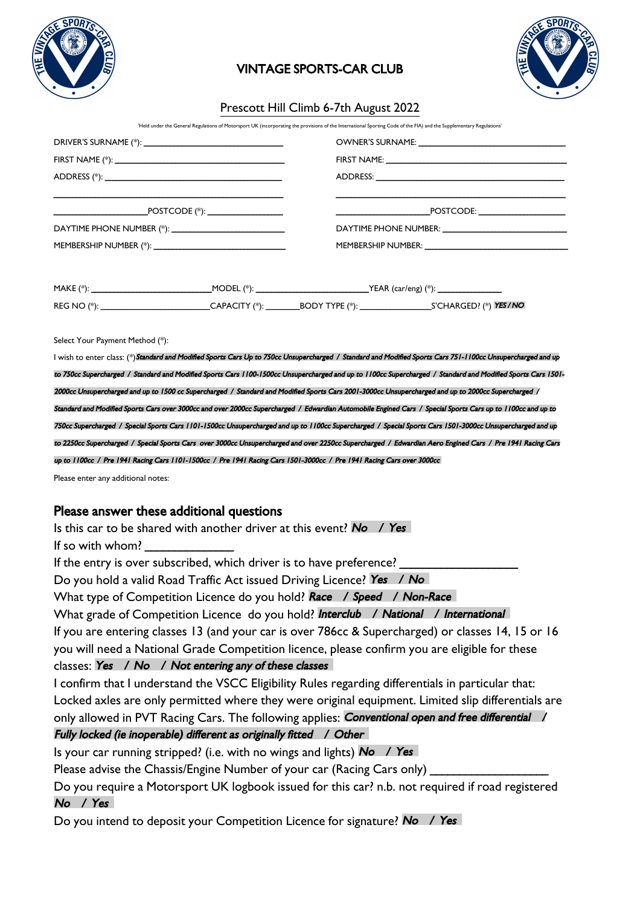# VINTAGE SPORTS-CAR CLUB

## Prescott Hill Climb 6-7th August 2022

'Held under the General Regulations of Motorsport UK (incorporating the provisions of the International Sporting Code of the FIA) and the Supplementary Regulations'

DRIVER'S SURNAME (*): ____________________________

FIRST NAME (*): ____________________________

ADDRESS (*): ____________________________

____________________________

____________________ POSTCODE (*): ________________

DAYTIME PHONE NUMBER (*): ________________________

MEMBERSHIP NUMBER (*): ____________________________

OWNER'S SURNAME: ____________________________

FIRST NAME: ____________________________

ADDRESS: ____________________________

____________________________

____________________ POSTCODE: ________________

DAYTIME PHONE NUMBER: ________________________

MEMBERSHIP NUMBER: ____________________________

MAKE (*): ________________________ MODEL (*): ______________________ YEAR (car/eng) (*): _____________

REG NO (*): ______________________ CAPACITY (*): _______ BODY TYPE (*): _______________ S'CHARGED? (*) *YES / NO*

Select Your Payment Method (*):

I wish to enter class: (*) *Standard and Modified Sports Cars Up to 750cc Unsupercharged / Standard and Modified Sports Cars 751-1100cc Unsupercharged and up to 750cc Supercharged / Standard and Modified Sports Cars 1100-1500cc Unsupercharged and up to 1100cc Supercharged / Standard and Modified Sports Cars 1501-2000cc Unsupercharged and up to 1500 cc Supercharged / Standard and Modified Sports Cars 2001-3000cc Unsupercharged and up to 2000cc Supercharged / Standard and Modified Sports Cars over 3000cc and over 2000cc Supercharged / Edwardian Automobile Engined Cars / Special Sports Cars up to 1100cc and up to 750cc Supercharged / Special Sports Cars 1101-1500cc Unsupercharged and up to 1100cc Supercharged / Special Sports Cars 1501-3000cc Unsupercharged and up to 2250cc Supercharged / Special Sports Cars over 3000cc Unsupercharged and over 2250cc Supercharged / Edwardian Aero Engined Cars / Pre 1941 Racing Cars up to 1100cc / Pre 1941 Racing Cars 1101-1500cc / Pre 1941 Racing Cars 1501-3000cc / Pre 1941 Racing Cars over 3000cc*

Please enter any additional notes:

## Please answer these additional questions

Is this car to be shared with another driver at this event? *No / Yes*

If so with whom? _____________

If the entry is over subscribed, which driver is to have preference? _________________

Do you hold a valid Road Traffic Act issued Driving Licence? *Yes / No*

What type of Competition Licence do you hold? *Race / Speed / Non-Race*

What grade of Competition Licence do you hold? *Interclub / National / International*

If you are entering classes 13 (and your car is over 786cc & Supercharged) or classes 14, 15 or 16 you will need a National Grade Competition licence, please confirm you are eligible for these classes: *Yes / No / Not entering any of these classes*

I confirm that I understand the VSCC Eligibility Rules regarding differentials in particular that: Locked axles are only permitted where they were original equipment. Limited slip differentials are only allowed in PVT Racing Cars. The following applies: *Conventional open and free differential / Fully locked (ie inoperable) different as originally fitted / Other*

Is your car running stripped? (i.e. with no wings and lights) *No / Yes*

Please advise the Chassis/Engine Number of your car (Racing Cars only) _________________

Do you require a Motorsport UK logbook issued for this car? n.b. not required if road registered *No / Yes*

Do you intend to deposit your Competition Licence for signature? *No / Yes*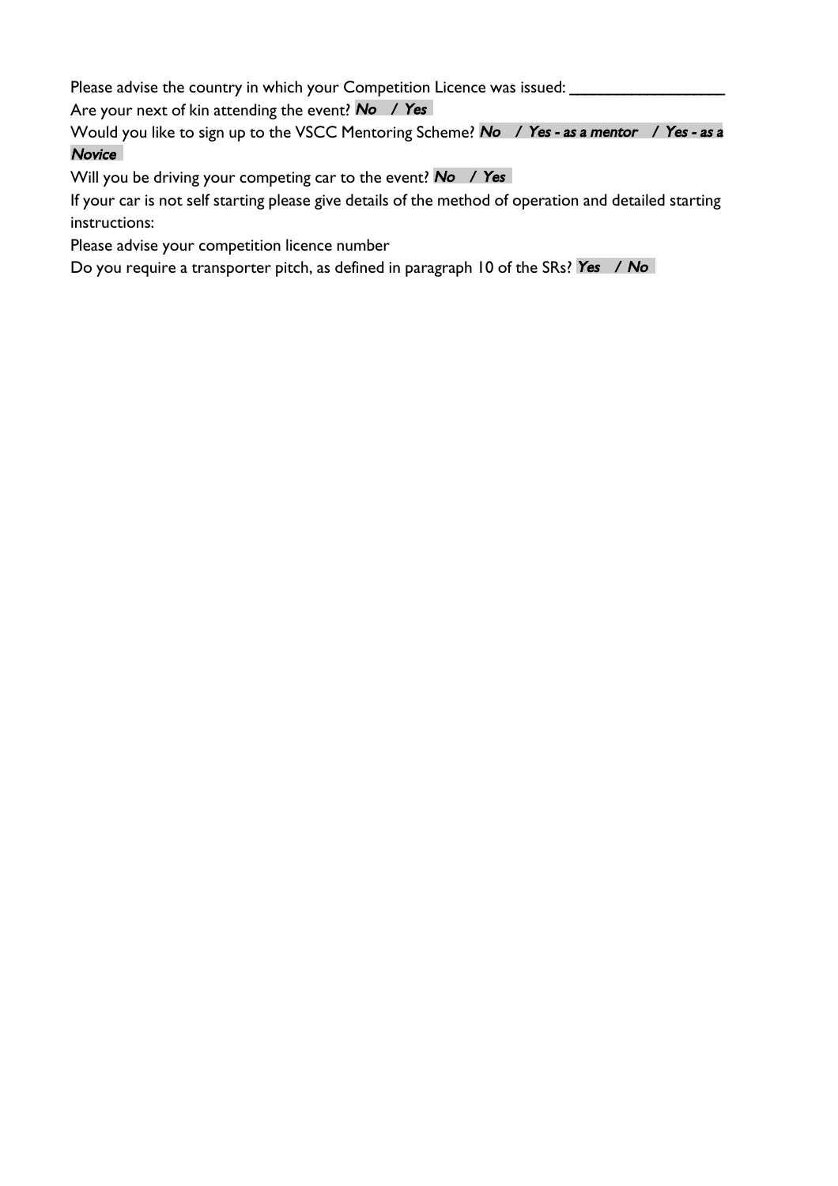Please advise the country in which your Competition Licence was issued: _________________

Are your next of kin attending the event? ***No / Yes***

Would you like to sign up to the VSCC Mentoring Scheme? ***No / Yes - as a mentor / Yes - as a Novice***

Will you be driving your competing car to the event? ***No / Yes***

If your car is not self starting please give details of the method of operation and detailed starting instructions:

Please advise your competition licence number

Do you require a transporter pitch, as defined in paragraph 10 of the SRs? ***Yes / No***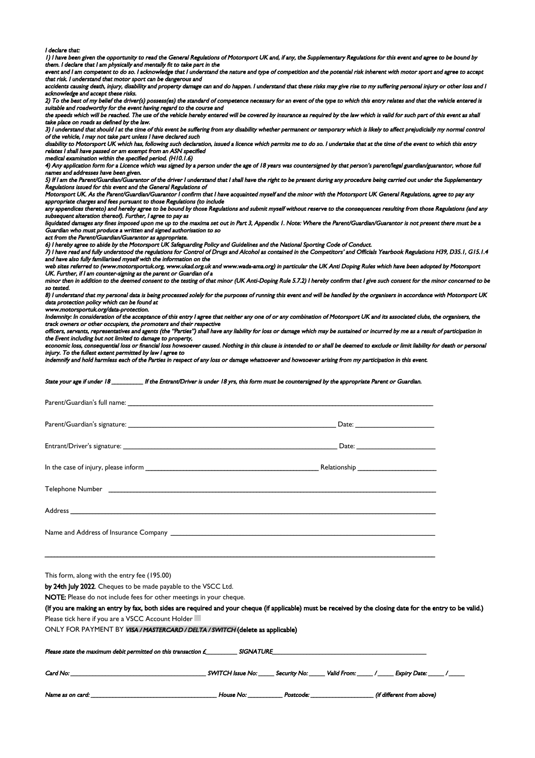*I declare that:*

*1) I have been given the opportunity to read the General Regulations of Motorsport UK and, if any, the Supplementary Regulations for this event and agree to be bound by them. I declare that I am physically and mentally fit to take part in the event and I am competent to do so. I acknowledge that I understand the nature and type of competition and the potential risk inherent with motor sport and agree to accept that risk. I understand that motor sport can be dangerous and accidents causing death, injury, disability and property damage can and do happen. I understand that these risks may give rise to my suffering personal injury or other loss and I acknowledge and accept these risks.*

*2) To the best of my belief the driver(s) possess(es) the standard of competence necessary for an event of the type to which this entry relates and that the vehicle entered is suitable and roadworthy for the event having regard to the course and the speeds which will be reached. The use of the vehicle hereby entered will be covered by insurance as required by the law which is valid for such part of this event as shall take place on roads as defined by the law.*

*3) I understand that should I at the time of this event be suffering from any disability whether permanent or temporary which is likely to affect prejudicially my normal control of the vehicle, I may not take part unless I have declared such disability to Motorsport UK which has, following such declaration, issued a licence which permits me to do so. I undertake that at the time of the event to which this entry relates I shall have passed or am exempt from an ASN specified medical examination within the specified period. (H10.1.6)*

*4) Any application form for a Licence which was signed by a person under the age of 18 years was countersigned by that person's parent/legal guardian/guarantor, whose full names and addresses have been given.*

*5) If I am the Parent/Guardian/Guarantor of the driver I understand that I shall have the right to be present during any procedure being carried out under the Supplementary Regulations issued for this event and the General Regulations of Motorsport UK. As the Parent/Guardian/Guarantor I confirm that I have acquainted myself and the minor with the Motorsport UK General Regulations, agree to pay any appropriate charges and fees pursuant to those Regulations (to include any appendices thereto) and hereby agree to be bound by those Regulations and submit myself without reserve to the consequences resulting from those Regulations (and any subsequent alteration thereof). Further, I agree to pay as liquidated damages any fines imposed upon me up to the maxima set out in Part 3, Appendix 1. Note: Where the Parent/Guardian/Guarantor is not present there must be a Guardian who must produce a written and signed authorisation to so act from the Parent/Guardian/Guarantor as appropriate.*

*6) I hereby agree to abide by the Motorsport UK Safeguarding Policy and Guidelines and the National Sporting Code of Conduct.*

*7) I have read and fully understood the regulations for Control of Drugs and Alcohol as contained in the Competitors' and Officials Yearbook Regulations H39, D35.1, G15.1.4 and have also fully familiarised myself with the information on the web sites referred to (www.motorsportuk.org, www.ukad.org.uk and www.wada-ama.org) in particular the UK Anti Doping Rules which have been adopted by Motorsport UK. Further, if I am counter-signing as the parent or Guardian of a minor then in addition to the deemed consent to the testing of that minor (UK Anti-Doping Rule 5.7.2) I hereby confirm that I give such consent for the minor concerned to be so tested.*

*8) I understand that my personal data is being processed solely for the purposes of running this event and will be handled by the organisers in accordance with Motorsport UK data protection policy which can be found at www.motorsportuk.org/data-protection.*

*Indemnity: In consideration of the acceptance of this entry I agree that neither any one of or any combination of Motorsport UK and its associated clubs, the organisers, the track owners or other occupiers, the promoters and their respective officers, servants, representatives and agents (the "Parties") shall have any liability for loss or damage which may be sustained or incurred by me as a result of participation in the Event including but not limited to damage to property, economic loss, consequential loss or financial loss howsoever caused. Nothing in this clause is intended to or shall be deemed to exclude or limit liability for death or personal injury. To the fullest extent permitted by law I agree to indemnify and hold harmless each of the Parties in respect of any loss or damage whatsoever and howsoever arising from my participation in this event.*

*State your age if under 18 __________ If the Entrant/Driver is under 18 yrs, this form must be countersigned by the appropriate Parent or Guardian.*

Parent/Guardian's full name: ______________________________

Parent/Guardian's signature: ______________________________ Date: ______________

Entrant/Driver's signature: ______________________________ Date: ______________

In the case of injury, please inform ______________________________ Relationship ______________

Telephone Number ______________________________

Address ______________________________

Name and Address of Insurance Company ______________________________

______________________________

This form, along with the entry fee (195.00)

**by 24th July 2022**. Cheques to be made payable to the VSCC Ltd.

**NOTE:** Please do not include fees for other meetings in your cheque.

**(If you are making an entry by fax, both sides are required and your cheque (if applicable) must be received by the closing date for the entry to be valid.)**

Please tick here if you are a VSCC Account Holder ☐

ONLY FOR PAYMENT BY ***VISA / MASTERCARD / DELTA / SWITCH*** **(delete as applicable)**

***Please state the maximum debit permitted on this transaction £__________ SIGNATURE______________________________***

*Card No: ______________________________ SWITCH Issue No: _____ Security No: _____ Valid From: _____ / _____ Expiry Date: _____ / _____*

*Name as on card: ______________________________ House No: __________ Postcode: ______________ (if different from above)*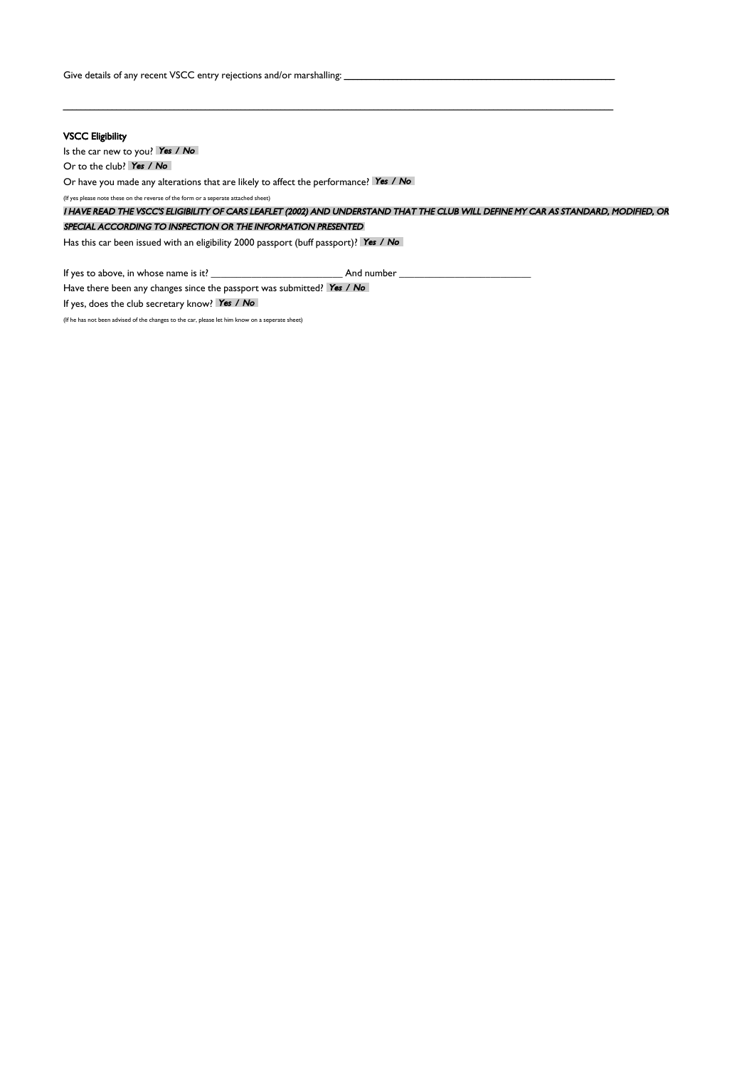Give details of any recent VSCC entry rejections and/or marshalling: ______________________________________________________

______________________________________________________________________________________________

**VSCC Eligibility**

Is the car new to you? ***Yes / No***

Or to the club? ***Yes / No***

Or have you made any alterations that are likely to affect the performance? ***Yes / No***

(If yes please note these on the reverse of the form or a seperate attached sheet)

***I HAVE READ THE VSCC'S ELIGIBILITY OF CARS LEAFLET (2002) AND UNDERSTAND THAT THE CLUB WILL DEFINE MY CAR AS STANDARD, MODIFIED, OR SPECIAL ACCORDING TO INSPECTION OR THE INFORMATION PRESENTED***

Has this car been issued with an eligibility 2000 passport (buff passport)? ***Yes / No***

If yes to above, in whose name is it? _________________________ And number _________________________

Have there been any changes since the passport was submitted? ***Yes / No***

If yes, does the club secretary know? ***Yes / No***

(If he has not been advised of the changes to the car, please let him know on a seperate sheet)